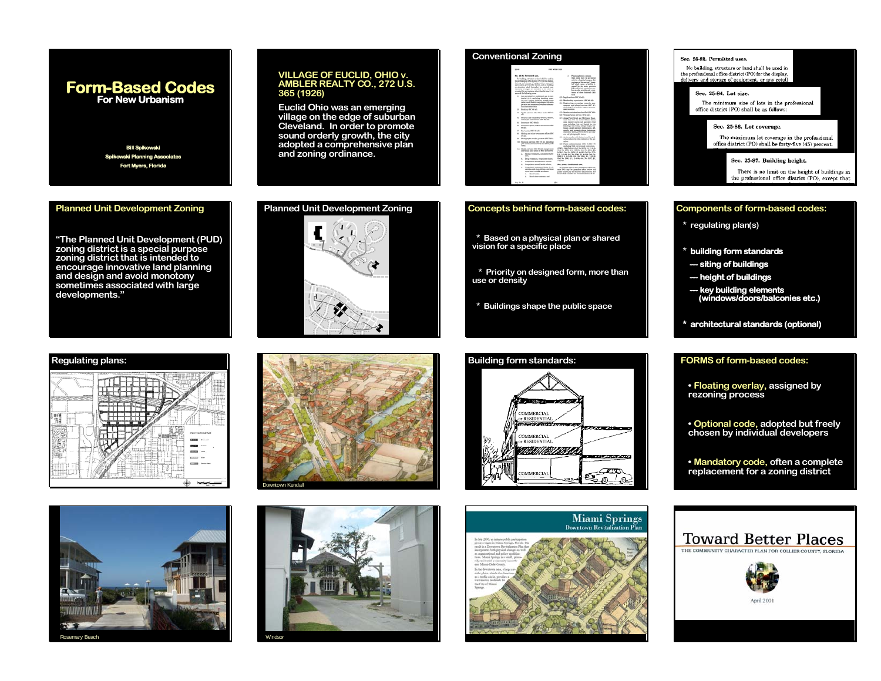# Form-Based Codes

For New Urbanism

Bill Spikowski
Spikowski Planning Associates
Fort Myers, Florida

---

**VILLAGE OF EUCLID, OHIO v. AMBLER REALTY CO., 272 U.S. 365 (1926)**

Euclid Ohio was an emerging village on the edge of suburban Cleveland. In order to promote sound orderly growth, the city adopted a comprehensive plan and zoning ordinance.

---

## Conventional Zoning

---

**Sec. 25-82. Permitted uses.**

No building, structure or land shall be used in the professional office district (PO) for the display, delivery and storage of equipment, or any retail

**Sec. 25-84. Lot size.**

The minimum size of lots in the professional office district (PO) shall be as follows:

**Sec. 25-86. Lot coverage.**

The maximum lot coverage in the professional office district (PO) shall be forty-five (45) percent.

**Sec. 25-87. Building height.**

There is no limit on the height of buildings in the professional office district (PO), except that

---

## Planned Unit Development Zoning

"The Planned Unit Development (PUD) zoning district is a special purpose zoning district that is intended to encourage innovative land planning and design and avoid monotony sometimes associated with large developments."

---

## Planned Unit Development Zoning

---

## Concepts behind form-based codes:

* Based on a physical plan or shared vision for a specific place
* Priority on designed form, more than use or density
* Buildings shape the public space

---

## Components of form-based codes:

* regulating plan(s)
* **building form standards**
  - **siting of buildings**
  - **height of buildings**
  - **key building elements (windows/doors/balconies etc.)**
* **architectural standards (optional)**

---

## Regulating plans:

---

Downtown Kendall

---

## Building form standards:

---

## FORMS of form-based codes:

- **Floating overlay**, assigned by rezoning process
- **Optional code**, adopted but freely chosen by individual developers
- **Mandatory code**, often a complete replacement for a zoning district

---

Rosemary Beach

---

Windsor

---

Miami Springs
Downtown Revitalization Plan

---

Toward Better Places
THE COMMUNITY CHARACTER PLAN FOR COLLIER COUNTY, FLORIDA
April 2001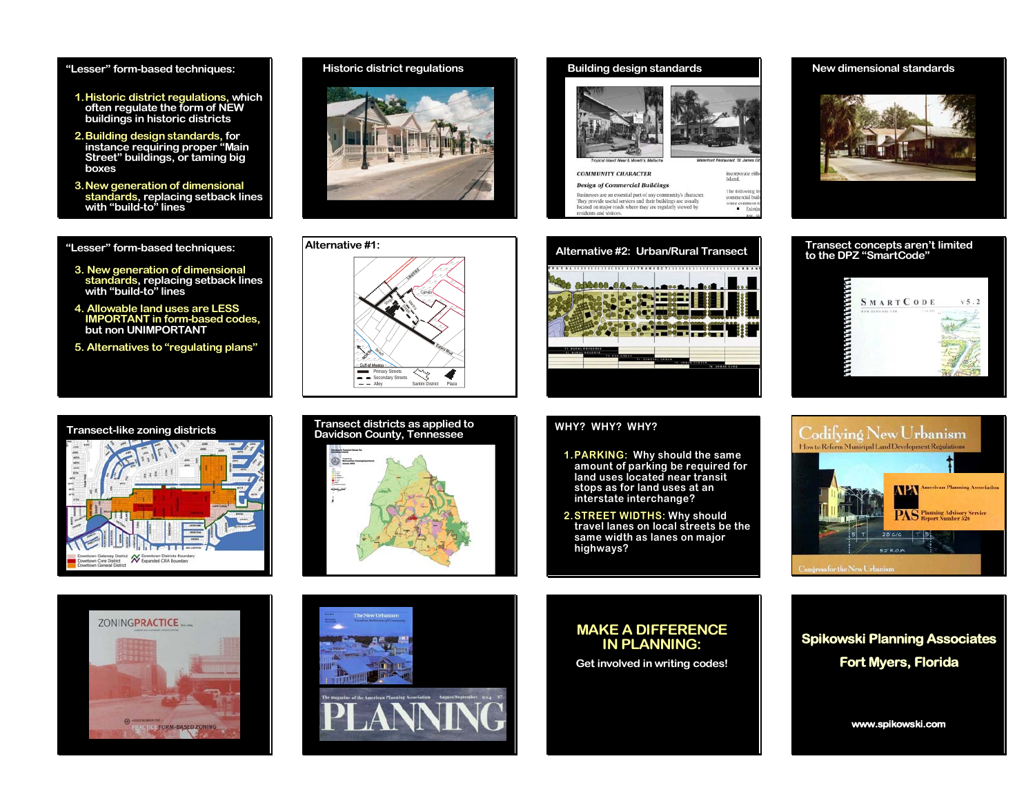## "Lesser" form-based techniques:

1. Historic district regulations, which often regulate the form of NEW buildings in historic districts
2. Building design standards, for instance requiring proper "Main Street" buildings, or taming big boxes
3. New generation of dimensional standards, replacing setback lines with "build-to" lines

## Historic district regulations

## Building design standards

## New dimensional standards

## "Lesser" form-based techniques:

3. New generation of dimensional standards, replacing setback lines with "build-to" lines
4. Allowable land uses are LESS IMPORTANT in form-based codes, but non UNIMPORTANT
5. Alternatives to "regulating plans"

## Alternative #1:

## Alternative #2: Urban/Rural Transect

## Transect concepts aren't limited to the DPZ "SmartCode"

## Transect-like zoning districts

## Transect districts as applied to Davidson County, Tennessee

## WHY? WHY? WHY?

1. PARKING: Why should the same amount of parking be required for land uses located near transit stops as for land uses at an interstate interchange?
2. STREET WIDTHS: Why should travel lanes on local streets be the same width as lanes on major highways?

## MAKE A DIFFERENCE IN PLANNING:

Get involved in writing codes!

## Spikowski Planning Associates

## Fort Myers, Florida

www.spikowski.com